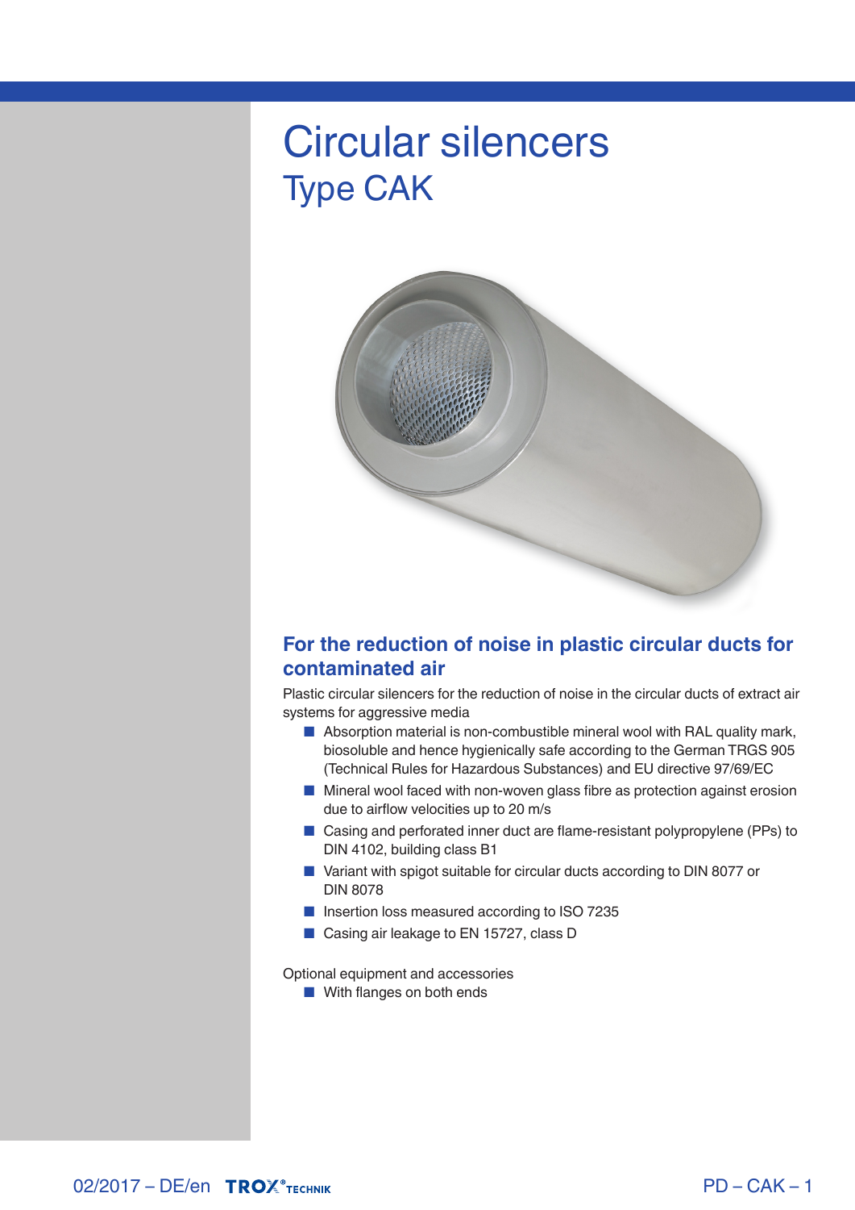# Circular silencers

## Type CAK

### For the reduction of noise in plastic circular ducts for contaminated air

Plastic circular silencers for the reduction of noise in the circular ducts of extract air systems for aggressive media

- Absorption material is non-combustible mineral wool with RAL quality mark, biosoluble and hence hygienically safe according to the German TRGS 905 (Technical Rules for Hazardous Substances) and EU directive 97/69/EC
- Mineral wool faced with non-woven glass fibre as protection against erosion due to airflow velocities up to 20 m/s
- Casing and perforated inner duct are flame-resistant polypropylene (PPs) to DIN 4102, building class B1
- Variant with spigot suitable for circular ducts according to DIN 8077 or DIN 8078
- Insertion loss measured according to ISO 7235
- Casing air leakage to EN 15727, class D

Optional equipment and accessories

- With flanges on both ends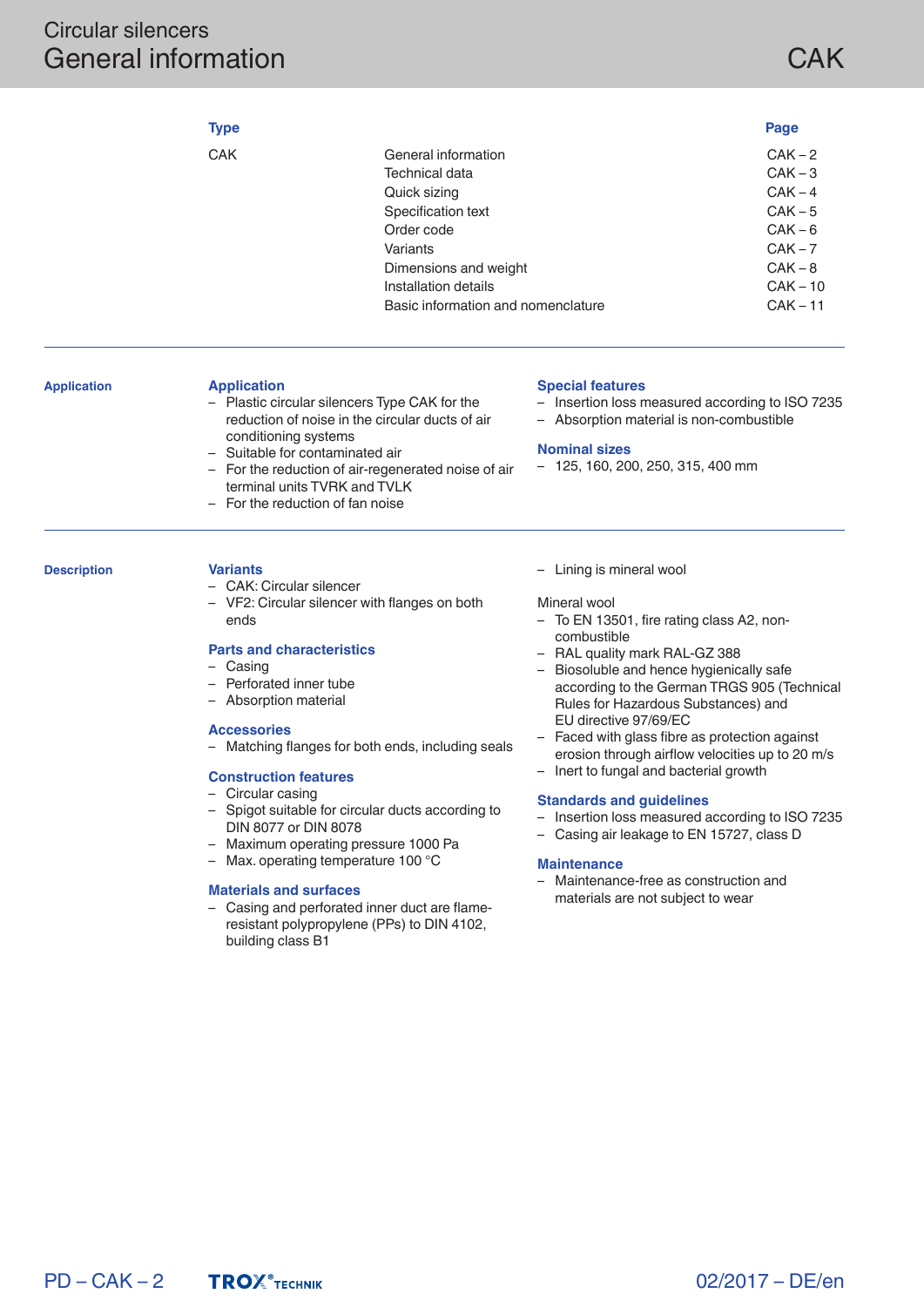# Circular silencers
# General information

CAK

| Type | | Page |
|---|---|---|
| CAK | General information | CAK – 2 |
| | Technical data | CAK – 3 |
| | Quick sizing | CAK – 4 |
| | Specification text | CAK – 5 |
| | Order code | CAK – 6 |
| | Variants | CAK – 7 |
| | Dimensions and weight | CAK – 8 |
| | Installation details | CAK – 10 |
| | Basic information and nomenclature | CAK – 11 |

## Application

### Application

- Plastic circular silencers Type CAK for the reduction of noise in the circular ducts of air conditioning systems
- Suitable for contaminated air
- For the reduction of air-regenerated noise of air terminal units TVRK and TVLK
- For the reduction of fan noise

### Special features

- Insertion loss measured according to ISO 7235
- Absorption material is non-combustible

### Nominal sizes

- 125, 160, 200, 250, 315, 400 mm

## Description

### Variants

- CAK: Circular silencer
- VF2: Circular silencer with flanges on both ends

### Parts and characteristics

- Casing
- Perforated inner tube
- Absorption material

### Accessories

- Matching flanges for both ends, including seals

### Construction features

- Circular casing
- Spigot suitable for circular ducts according to DIN 8077 or DIN 8078
- Maximum operating pressure 1000 Pa
- Max. operating temperature 100 °C

### Materials and surfaces

- Casing and perforated inner duct are flame-resistant polypropylene (PPs) to DIN 4102, building class B1
- Lining is mineral wool

Mineral wool

- To EN 13501, fire rating class A2, non-combustible
- RAL quality mark RAL-GZ 388
- Biosoluble and hence hygienically safe according to the German TRGS 905 (Technical Rules for Hazardous Substances) and EU directive 97/69/EC
- Faced with glass fibre as protection against erosion through airflow velocities up to 20 m/s
- Inert to fungal and bacterial growth

### Standards and guidelines

- Insertion loss measured according to ISO 7235
- Casing air leakage to EN 15727, class D

### Maintenance

- Maintenance-free as construction and materials are not subject to wear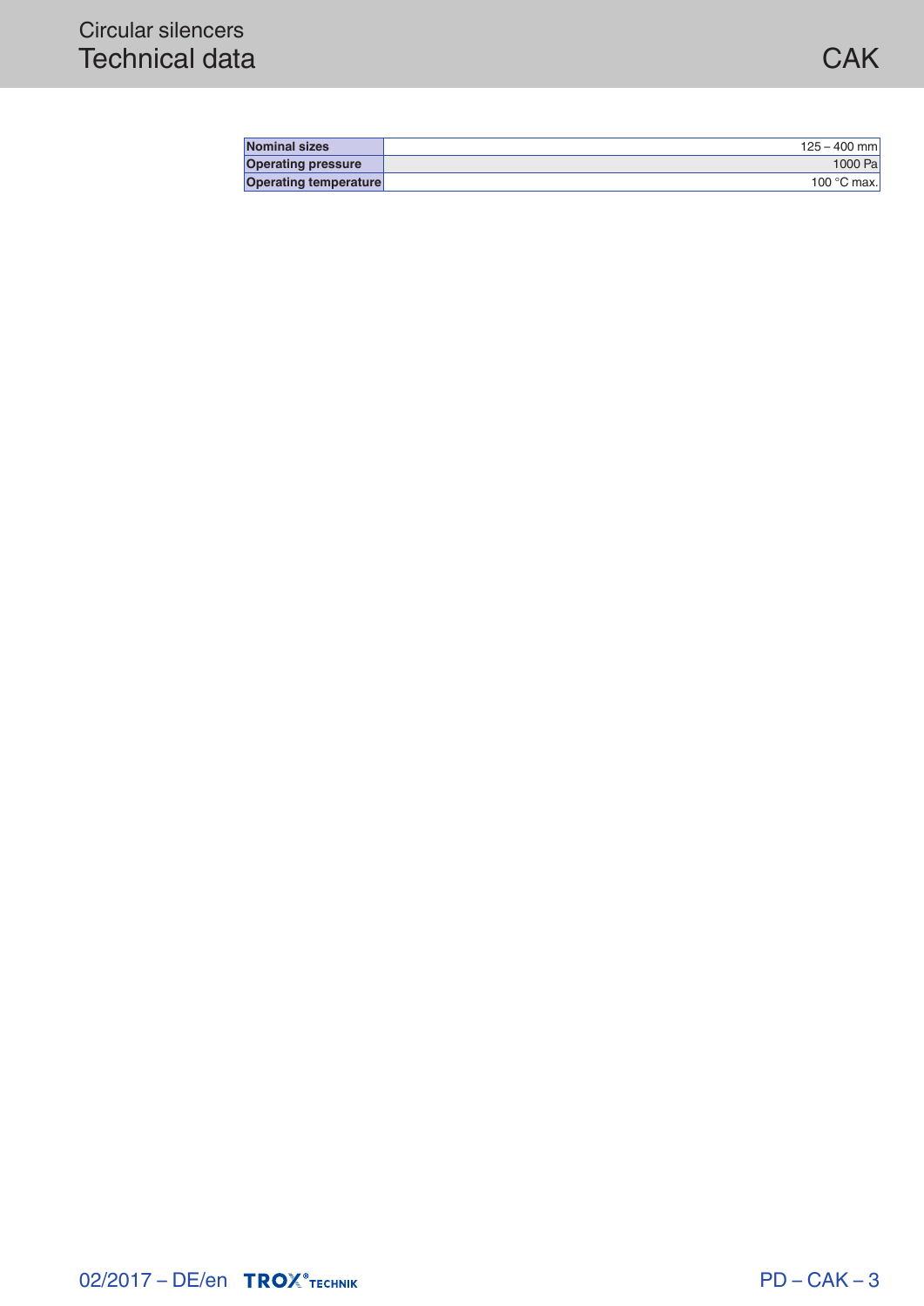# Circular silencers
## Technical data

| Nominal sizes | 125 – 400 mm |
|---|---|
| Operating pressure | 1000 Pa |
| Operating temperature | 100 °C max. |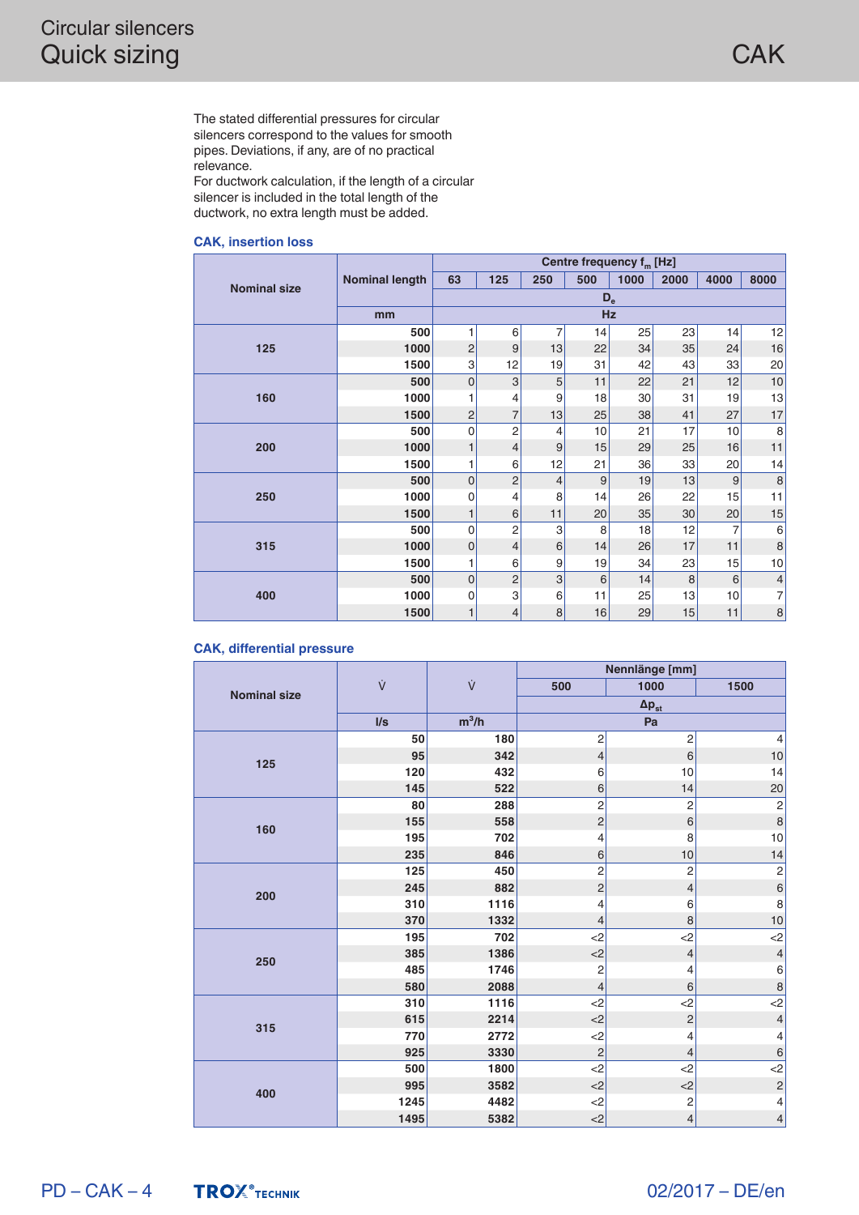The stated differential pressures for circular silencers correspond to the values for smooth pipes. Deviations, if any, are of no practical relevance.
For ductwork calculation, if the length of a circular silencer is included in the total length of the ductwork, no extra length must be added.

### CAK, insertion loss

| Nominal size | Nominal length | Centre frequency $f_m$ [Hz] | | | | | | | |
|---|---|---|---|---|---|---|---|---|---|
| | | 63 | 125 | 250 | 500 | 1000 | 2000 | 4000 | 8000 |
| | | $D_e$ | | | | | | | |
| | mm | Hz | | | | | | | |
| 125 | 500 | 1 | 6 | 7 | 14 | 25 | 23 | 14 | 12 |
| | 1000 | 2 | 9 | 13 | 22 | 34 | 35 | 24 | 16 |
| | 1500 | 3 | 12 | 19 | 31 | 42 | 43 | 33 | 20 |
| 160 | 500 | 0 | 3 | 5 | 11 | 22 | 21 | 12 | 10 |
| | 1000 | 1 | 4 | 9 | 18 | 30 | 31 | 19 | 13 |
| | 1500 | 2 | 7 | 13 | 25 | 38 | 41 | 27 | 17 |
| 200 | 500 | 0 | 2 | 4 | 10 | 21 | 17 | 10 | 8 |
| | 1000 | 1 | 4 | 9 | 15 | 29 | 25 | 16 | 11 |
| | 1500 | 1 | 6 | 12 | 21 | 36 | 33 | 20 | 14 |
| 250 | 500 | 0 | 2 | 4 | 9 | 19 | 13 | 9 | 8 |
| | 1000 | 0 | 4 | 8 | 14 | 26 | 22 | 15 | 11 |
| | 1500 | 1 | 6 | 11 | 20 | 35 | 30 | 20 | 15 |
| 315 | 500 | 0 | 2 | 3 | 8 | 18 | 12 | 7 | 6 |
| | 1000 | 0 | 4 | 6 | 14 | 26 | 17 | 11 | 8 |
| | 1500 | 1 | 6 | 9 | 19 | 34 | 23 | 15 | 10 |
| 400 | 500 | 0 | 2 | 3 | 6 | 14 | 8 | 6 | 4 |
| | 1000 | 0 | 3 | 6 | 11 | 25 | 13 | 10 | 7 |
| | 1500 | 1 | 4 | 8 | 16 | 29 | 15 | 11 | 8 |

### CAK, differential pressure

| Nominal size | $\dot{V}$ | $\dot{V}$ | Nennlänge [mm] | | |
|---|---|---|---|---|---|
| | | | 500 | 1000 | 1500 |
| | | | $\Delta p_{st}$ | | |
| | l/s | $m^3/h$ | Pa | | |
| 125 | 50 | 180 | 2 | 2 | 4 |
| | 95 | 342 | 4 | 6 | 10 |
| | 120 | 432 | 6 | 10 | 14 |
| | 145 | 522 | 6 | 14 | 20 |
| 160 | 80 | 288 | 2 | 2 | 2 |
| | 155 | 558 | 2 | 6 | 8 |
| | 195 | 702 | 4 | 8 | 10 |
| | 235 | 846 | 6 | 10 | 14 |
| 200 | 125 | 450 | 2 | 2 | 2 |
| | 245 | 882 | 2 | 4 | 6 |
| | 310 | 1116 | 4 | 6 | 8 |
| | 370 | 1332 | 4 | 8 | 10 |
| 250 | 195 | 702 | <2 | <2 | <2 |
| | 385 | 1386 | <2 | 4 | 4 |
| | 485 | 1746 | 2 | 4 | 6 |
| | 580 | 2088 | 4 | 6 | 8 |
| 315 | 310 | 1116 | <2 | <2 | <2 |
| | 615 | 2214 | <2 | 2 | 4 |
| | 770 | 2772 | <2 | 4 | 4 |
| | 925 | 3330 | 2 | 4 | 6 |
| 400 | 500 | 1800 | <2 | <2 | <2 |
| | 995 | 3582 | <2 | <2 | 2 |
| | 1245 | 4482 | <2 | 2 | 4 |
| | 1495 | 5382 | <2 | 4 | 4 |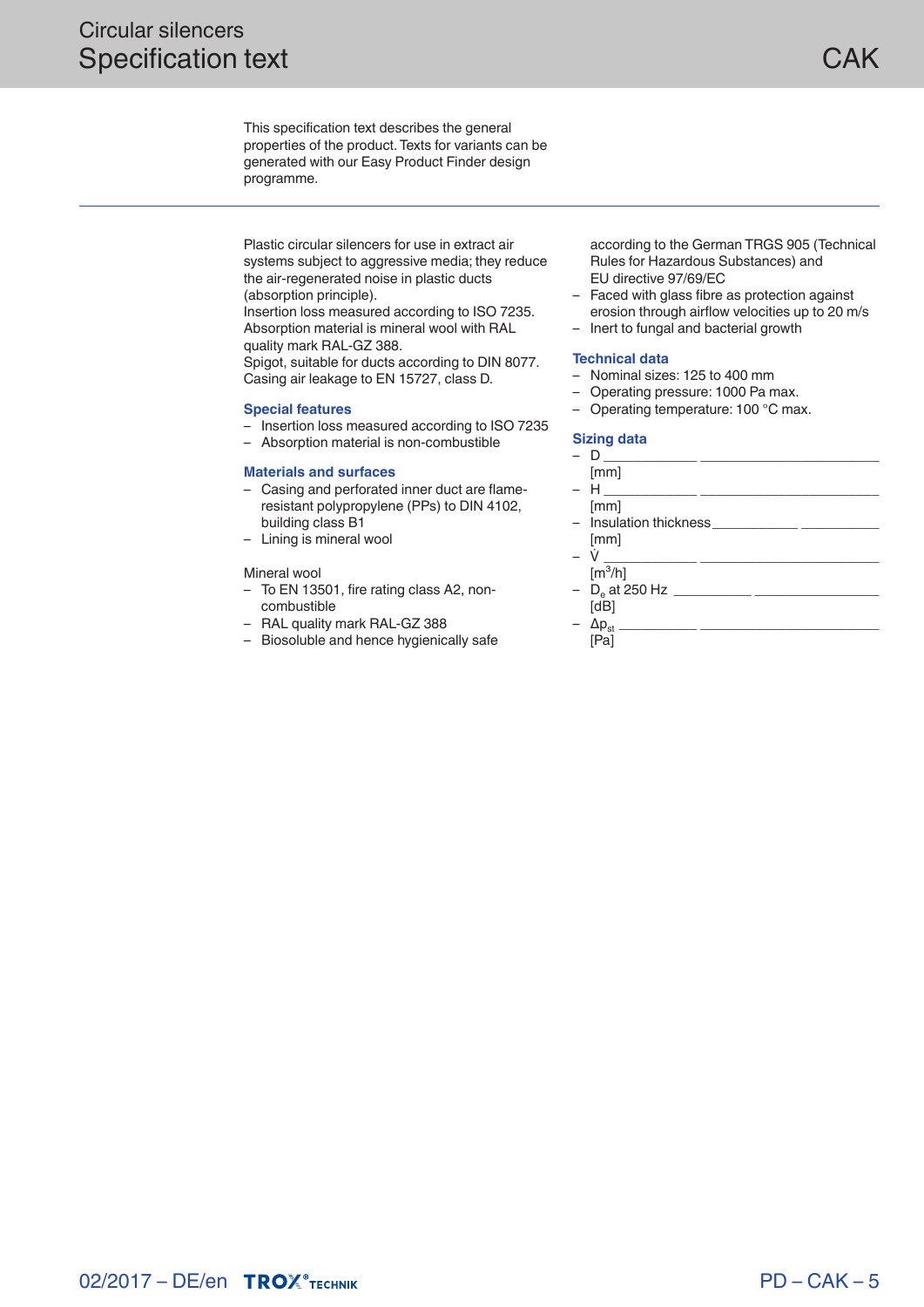# Circular silencers
## Specification text

This specification text describes the general properties of the product. Texts for variants can be generated with our Easy Product Finder design programme.

---

Plastic circular silencers for use in extract air systems subject to aggressive media; they reduce the air-regenerated noise in plastic ducts (absorption principle).
Insertion loss measured according to ISO 7235.
Absorption material is mineral wool with RAL quality mark RAL-GZ 388.
Spigot, suitable for ducts according to DIN 8077.
Casing air leakage to EN 15727, class D.

### Special features

- Insertion loss measured according to ISO 7235
- Absorption material is non-combustible

### Materials and surfaces

- Casing and perforated inner duct are flame-resistant polypropylene (PPs) to DIN 4102, building class B1
- Lining is mineral wool

Mineral wool

- To EN 13501, fire rating class A2, non-combustible
- RAL quality mark RAL-GZ 388
- Biosoluble and hence hygienically safe according to the German TRGS 905 (Technical Rules for Hazardous Substances) and EU directive 97/69/EC
- Faced with glass fibre as protection against erosion through airflow velocities up to 20 m/s
- Inert to fungal and bacterial growth

### Technical data

- Nominal sizes: 125 to 400 mm
- Operating pressure: 1000 Pa max.
- Operating temperature: 100 °C max.

### Sizing data

- D ____________ ________________________ [mm]
- H ____________ ________________________ [mm]
- Insulation thickness ____________ ___________ [mm]
- $\dot{V}$ ____________ ________________________ [$m^3$/h]
- $D_e$ at 250 Hz ___________ _________________ [dB]
- $\Delta p_{st}$ ____________ ________________________ [Pa]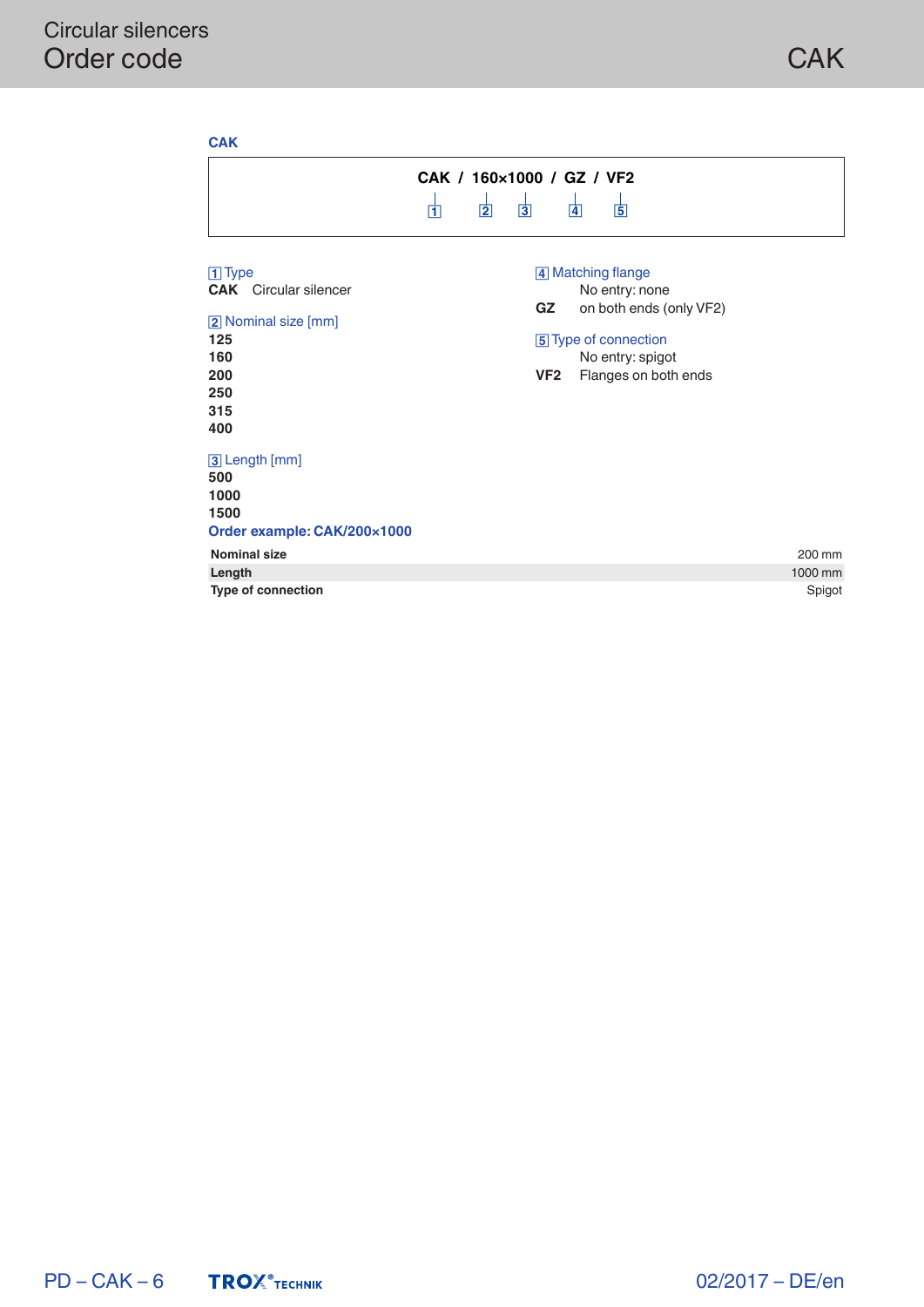# Order code

## CAK

**CAK / 160×1000 / GZ / VF2**

1 2 3 4 5

**1 Type**

**CAK** Circular silencer

**2 Nominal size [mm]**

**125**
**160**
**200**
**250**
**315**
**400**

**3 Length [mm]**

**500**
**1000**
**1500**

**4 Matching flange**

No entry: none
**GZ** on both ends (only VF2)

**5 Type of connection**

No entry: spigot
**VF2** Flanges on both ends

**Order example: CAK/200×1000**

| | |
|---|---|
| **Nominal size** | 200 mm |
| **Length** | 1000 mm |
| **Type of connection** | Spigot |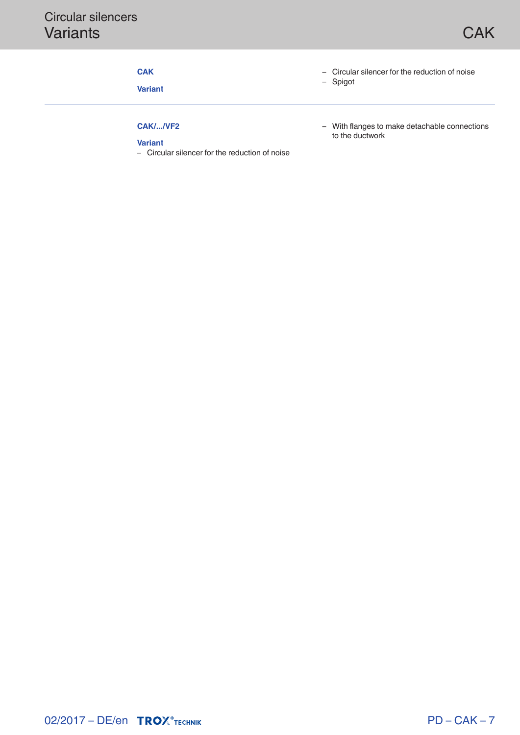# Circular silencers
## Variants

**CAK**

**Variant**

- Circular silencer for the reduction of noise
- Spigot

---

**CAK/.../VF2**

**Variant**

- Circular silencer for the reduction of noise
- With flanges to make detachable connections to the ductwork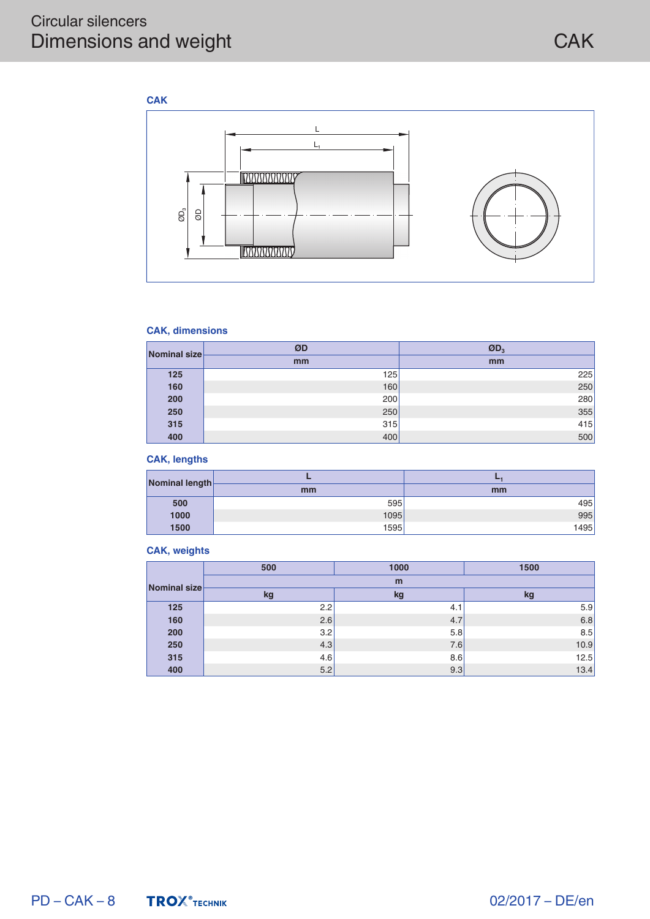# Circular silencers
## Dimensions and weight

### CAK

### CAK, dimensions

| Nominal size | ØD | $ØD_3$ |
|---|---|---|
| | mm | mm |
| 125 | 125 | 225 |
| 160 | 160 | 250 |
| 200 | 200 | 280 |
| 250 | 250 | 355 |
| 315 | 315 | 415 |
| 400 | 400 | 500 |

### CAK, lengths

| Nominal length | L | $L_1$ |
|---|---|---|
| | mm | mm |
| 500 | 595 | 495 |
| 1000 | 1095 | 995 |
| 1500 | 1595 | 1495 |

### CAK, weights

| Nominal size | 500 | 1000 | 1500 |
|---|---|---|---|
| | m | | |
| | kg | kg | kg |
| 125 | 2.2 | 4.1 | 5.9 |
| 160 | 2.6 | 4.7 | 6.8 |
| 200 | 3.2 | 5.8 | 8.5 |
| 250 | 4.3 | 7.6 | 10.9 |
| 315 | 4.6 | 8.6 | 12.5 |
| 400 | 5.2 | 9.3 | 13.4 |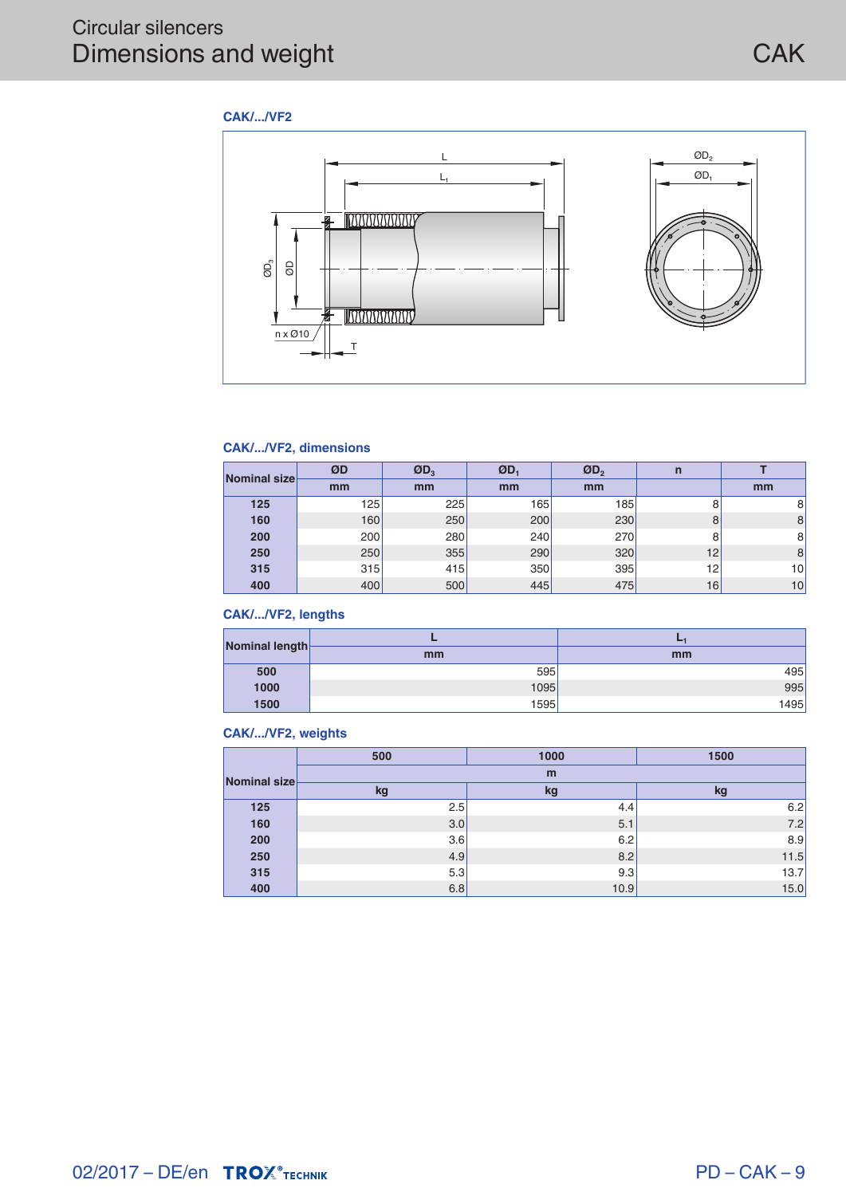# Circular silencers
## Dimensions and weight

CAK

### CAK/.../VF2

### CAK/.../VF2, dimensions

| Nominal size | ØD | $ØD_3$ | $ØD_1$ | $ØD_2$ | n | T |
|---|---|---|---|---|---|---|
| | mm | mm | mm | mm | | mm |
| 125 | 125 | 225 | 165 | 185 | 8 | 8 |
| 160 | 160 | 250 | 200 | 230 | 8 | 8 |
| 200 | 200 | 280 | 240 | 270 | 8 | 8 |
| 250 | 250 | 355 | 290 | 320 | 12 | 8 |
| 315 | 315 | 415 | 350 | 395 | 12 | 10 |
| 400 | 400 | 500 | 445 | 475 | 16 | 10 |

### CAK/.../VF2, lengths

| Nominal length | L | $L_1$ |
|---|---|---|
| | mm | mm |
| 500 | 595 | 495 |
| 1000 | 1095 | 995 |
| 1500 | 1595 | 1495 |

### CAK/.../VF2, weights

| Nominal size | 500 | 1000 | 1500 |
|---|---|---|---|
| | m | | |
| | kg | kg | kg |
| 125 | 2.5 | 4.4 | 6.2 |
| 160 | 3.0 | 5.1 | 7.2 |
| 200 | 3.6 | 6.2 | 8.9 |
| 250 | 4.9 | 8.2 | 11.5 |
| 315 | 5.3 | 9.3 | 13.7 |
| 400 | 6.8 | 10.9 | 15.0 |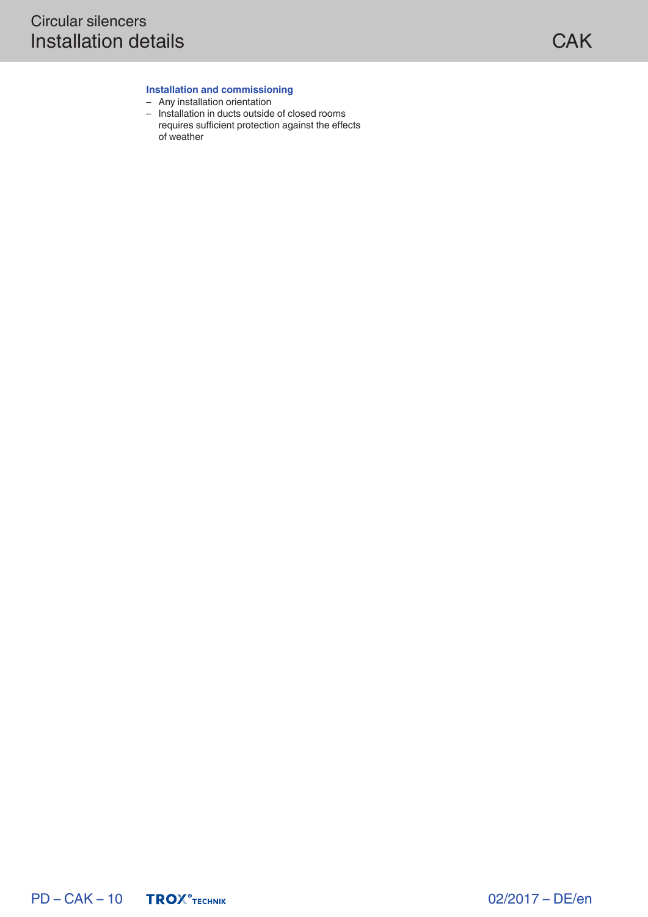### Installation and commissioning

- Any installation orientation
- Installation in ducts outside of closed rooms requires sufficient protection against the effects of weather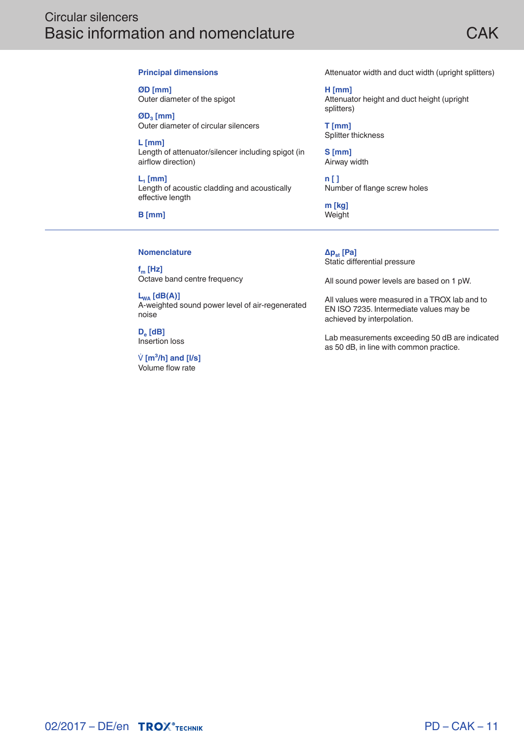## Principal dimensions

**ØD [mm]**
Outer diameter of the spigot

**$ØD_3$ [mm]**
Outer diameter of circular silencers

**L [mm]**
Length of attenuator/silencer including spigot (in airflow direction)

**$L_1$ [mm]**
Length of acoustic cladding and acoustically effective length

**B [mm]**
Attenuator width and duct width (upright splitters)

**H [mm]**
Attenuator height and duct height (upright splitters)

**T [mm]**
Splitter thickness

**S [mm]**
Airway width

**n [ ]**
Number of flange screw holes

**m [kg]**
Weight

## Nomenclature

**$f_m$ [Hz]**
Octave band centre frequency

**$L_{WA}$ [dB(A)]**
A-weighted sound power level of air-regenerated noise

**$D_e$ [dB]**
Insertion loss

**$\dot{V}$ [m³/h] and [l/s]**
Volume flow rate

**$\Delta p_{st}$ [Pa]**
Static differential pressure

All sound power levels are based on 1 pW.

All values were measured in a TROX lab and to EN ISO 7235. Intermediate values may be achieved by interpolation.

Lab measurements exceeding 50 dB are indicated as 50 dB, in line with common practice.